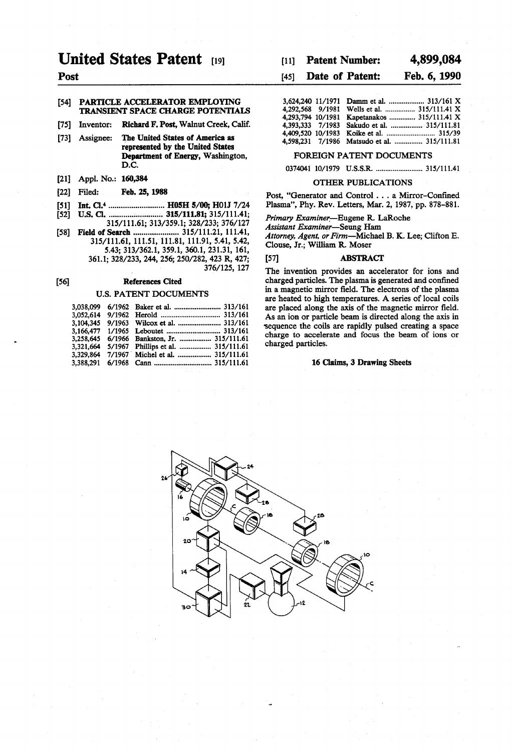# United States Patent [19]

**Post**

**[11] Patent Number: 4,899,084**

**[45] Date of Patent: Feb. 6, 1990**

**[54] PARTICLE ACCELERATOR EMPLOYING TRANSIENT SPACE CHARGE POTENTIALS**

[75] Inventor: **Richard F. Post**, Walnut Creek, Calif.

[73] Assignee: **The United States of America as represented by the United States Department of Energy**, Washington, D.C.

[21] Appl. No.: **160,384**

[22] Filed: **Feb. 25, 1988**

[51] Int. Cl.[4] .......................... **H05H 5/00; H01J 7/24**

[52] U.S. Cl. .......................... **315/111.81;** 315/111.41; 315/111.61; 313/359.1; 328/233; 376/127

[58] Field of Search ...................... 315/111.21, 111.41, 315/111.61, 111.51, 111.81, 111.91, 5.41, 5.42, 5.43; 313/362.1, 359.1, 360.1, 231.31, 161, 361.1; 328/233, 244, 256; 250/282, 423 R, 427; 376/125, 127

## [56] References Cited

### U.S. PATENT DOCUMENTS

| | | | |
|---|---|---|---|
| 3,038,099 | 6/1962 | Baker et al. | 313/161 |
| 3,052,614 | 9/1962 | Herold | 313/161 |
| 3,104,345 | 9/1963 | Wilcox et al. | 313/161 |
| 3,166,477 | 1/1965 | Leboutet | 313/161 |
| 3,258,645 | 6/1966 | Bankston, Jr. | 315/111.61 |
| 3,321,664 | 5/1967 | Phillips et al. | 315/111.61 |
| 3,329,864 | 7/1967 | Michel et al. | 315/111.61 |
| 3,388,291 | 6/1968 | Cann | 315/111.61 |
| 3,624,240 | 11/1971 | Damm et al. | 313/161 X |
| 4,292,568 | 9/1981 | Wells et al. | 315/111.41 X |
| 4,293,794 | 10/1981 | Kapetanakos | 315/111.41 X |
| 4,393,333 | 7/1983 | Sakudo et al. | 315/111.81 |
| 4,409,520 | 10/1983 | Koike et al. | 315/39 |
| 4,598,231 | 7/1986 | Matsudo et al. | 315/111.81 |

### FOREIGN PATENT DOCUMENTS

| | | | |
|---|---|---|---|
| 0374041 | 10/1979 | U.S.S.R. | 315/111.41 |

### OTHER PUBLICATIONS

Post, "Generator and Control . . . a Mirror-Confined Plasma", Phy. Rev. Letters, Mar. 2, 1987, pp. 878–881.

*Primary Examiner*—Eugene R. LaRoche
*Assistant Examiner*—Seung Ham
*Attorney, Agent, or Firm*—Michael B. K. Lee; Clifton E. Clouse, Jr.; William R. Moser

## [57] ABSTRACT

The invention provides an accelerator for ions and charged particles. The plasma is generated and confined in a magnetic mirror field. The electrons of the plasma are heated to high temperatures. A series of local coils are placed along the axis of the magnetic mirror field. As an ion or particle beam is directed along the axis in sequence the coils are rapidly pulsed creating a space charge to accelerate and focus the beam of ions or charged particles.

**16 Claims, 3 Drawing Sheets**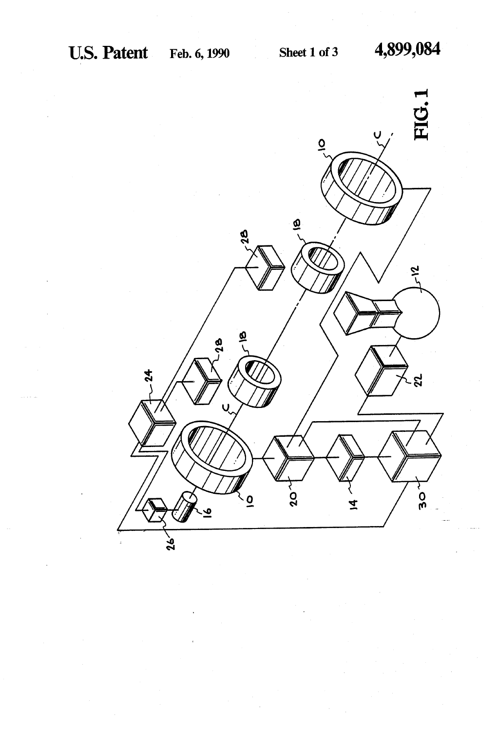FIG. 1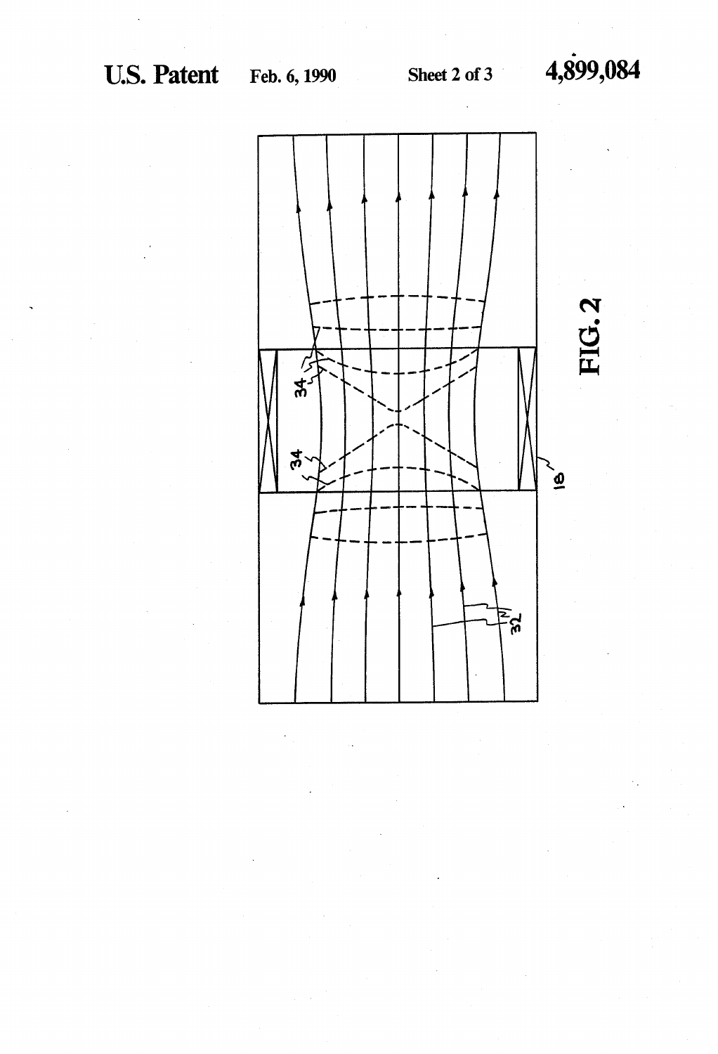FIG. 2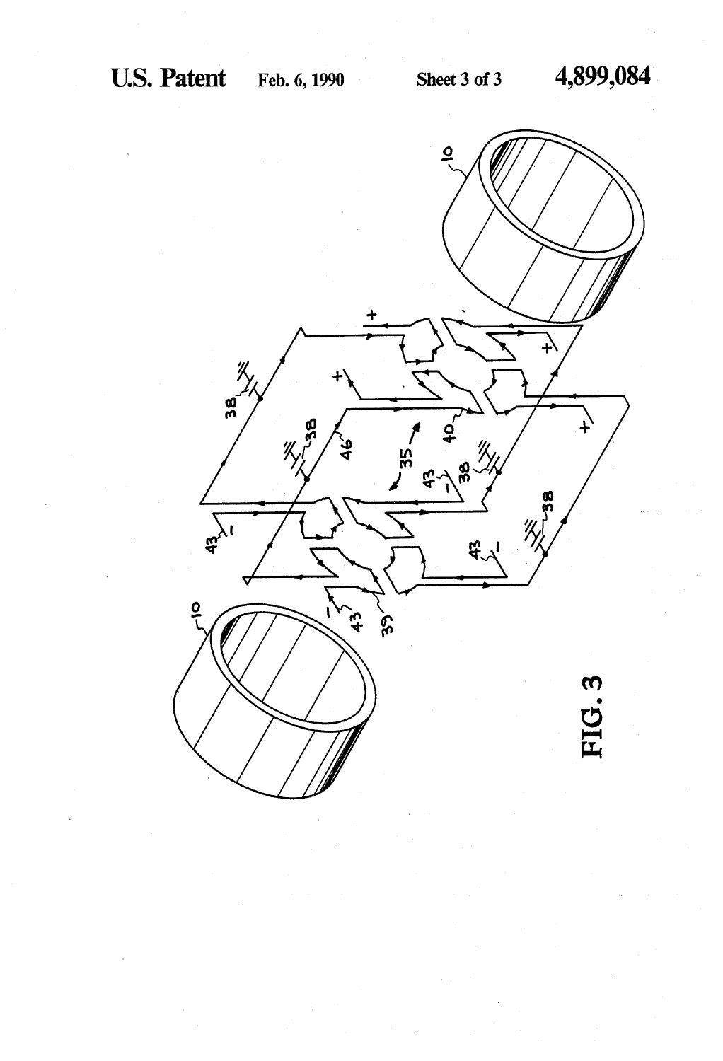FIG. 3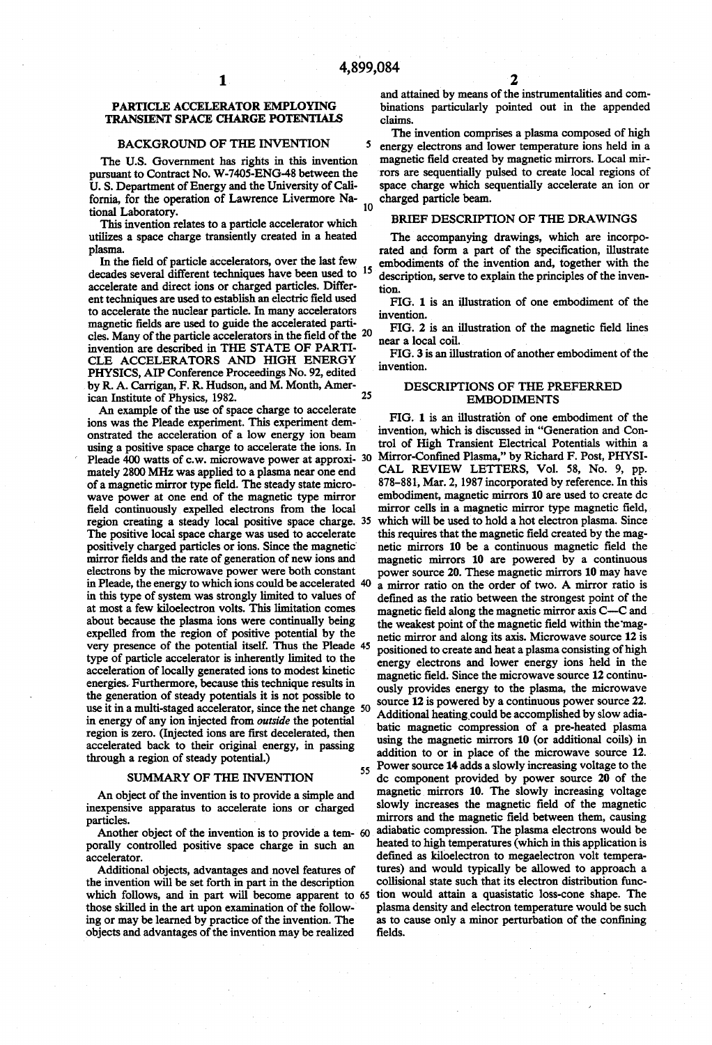# PARTICLE ACCELERATOR EMPLOYING TRANSIENT SPACE CHARGE POTENTIALS

## BACKGROUND OF THE INVENTION

The U.S. Government has rights in this invention pursuant to Contract No. W-7405-ENG-48 between the U. S. Department of Energy and the University of California, for the operation of Lawrence Livermore National Laboratory.

This invention relates to a particle accelerator which utilizes a space charge transiently created in a heated plasma.

In the field of particle accelerators, over the last few decades several different techniques have been used to accelerate and direct ions or charged particles. Different techniques are used to establish an electric field used to accelerate the nuclear particle. In many accelerators magnetic fields are used to guide the accelerated particles. Many of the particle accelerators in the field of the invention are described in THE STATE OF PARTICLE ACCELERATORS AND HIGH ENERGY PHYSICS, AIP Conference Proceedings No. 92, edited by R. A. Carrigan, F. R. Hudson, and M. Month, American Institute of Physics, 1982.

An example of the use of space charge to accelerate ions was the Pleade experiment. This experiment demonstrated the acceleration of a low energy ion beam using a positive space charge to accelerate the ions. In Pleade 400 watts of c.w. microwave power at approximately 2800 MHz was applied to a plasma near one end of a magnetic mirror type field. The steady state microwave power at one end of the magnetic type mirror field continuously expelled electrons from the local region creating a steady local positive space charge. The positive local space charge was used to accelerate positively charged particles or ions. Since the magnetic mirror fields and the rate of generation of new ions and electrons by the microwave power were both constant in Pleade, the energy to which ions could be accelerated in this type of system was strongly limited to values of at most a few kiloelectron volts. This limitation comes about because the plasma ions were continually being expelled from the region of positive potential by the very presence of the potential itself. Thus the Pleade type of particle accelerator is inherently limited to the acceleration of locally generated ions to modest kinetic energies. Furthermore, because this technique results in the generation of steady potentials it is not possible to use it in a multi-staged accelerator, since the net change in energy of any ion injected from *outside* the potential region is zero. (Injected ions are first decelerated, then accelerated back to their original energy, in passing through a region of steady potential.)

## SUMMARY OF THE INVENTION

An object of the invention is to provide a simple and inexpensive apparatus to accelerate ions or charged particles.

Another object of the invention is to provide a temporally controlled positive space charge in such an accelerator.

Additional objects, advantages and novel features of the invention will be set forth in part in the description which follows, and in part will become apparent to those skilled in the art upon examination of the following or may be learned by practice of the invention. The objects and advantages of the invention may be realized and attained by means of the instrumentalities and combinations particularly pointed out in the appended claims.

The invention comprises a plasma composed of high energy electrons and lower temperature ions held in a magnetic field created by magnetic mirrors. Local mirrors are sequentially pulsed to create local regions of space charge which sequentially accelerate an ion or charged particle beam.

## BRIEF DESCRIPTION OF THE DRAWINGS

The accompanying drawings, which are incorporated and form a part of the specification, illustrate embodiments of the invention and, together with the description, serve to explain the principles of the invention.

FIG. 1 is an illustration of one embodiment of the invention.

FIG. 2 is an illustration of the magnetic field lines near a local coil.

FIG. 3 is an illustration of another embodiment of the invention.

## DESCRIPTIONS OF THE PREFERRED EMBODIMENTS

FIG. 1 is an illustration of one embodiment of the invention, which is discussed in "Generation and Control of High Transient Electrical Potentials within a Mirror-Confined Plasma," by Richard F. Post, PHYSICAL REVIEW LETTERS, Vol. 58, No. 9, pp. 878–881, Mar. 2, 1987 incorporated by reference. In this embodiment, magnetic mirrors 10 are used to create dc mirror cells in a magnetic mirror type magnetic field, which will be used to hold a hot electron plasma. Since this requires that the magnetic field created by the magnetic mirrors 10 be a continuous magnetic field the magnetic mirrors 10 are powered by a continuous power source 20. These magnetic mirrors 10 may have a mirror ratio on the order of two. A mirror ratio is defined as the ratio between the strongest point of the magnetic field along the magnetic mirror axis C—C and the weakest point of the magnetic field within the magnetic mirror and along its axis. Microwave source 12 is positioned to create and heat a plasma consisting of high energy electrons and lower energy ions held in the magnetic field. Since the microwave source 12 continuously provides energy to the plasma, the microwave source 12 is powered by a continuous power source 22. Additional heating could be accomplished by slow adiabatic magnetic compression of a pre-heated plasma using the magnetic mirrors 10 (or additional coils) in addition to or in place of the microwave source 12. Power source 14 adds a slowly increasing voltage to the dc component provided by power source 20 of the magnetic mirrors 10. The slowly increasing voltage slowly increases the magnetic field of the magnetic mirrors and the magnetic field between them, causing adiabatic compression. The plasma electrons would be heated to high temperatures (which in this application is defined as kiloelectron to megaelectron volt temperatures) and would typically be allowed to approach a collisional state such that its electron distribution function would attain a quasistatic loss-cone shape. The plasma density and electron temperature would be such as to cause only a minor perturbation of the confining fields.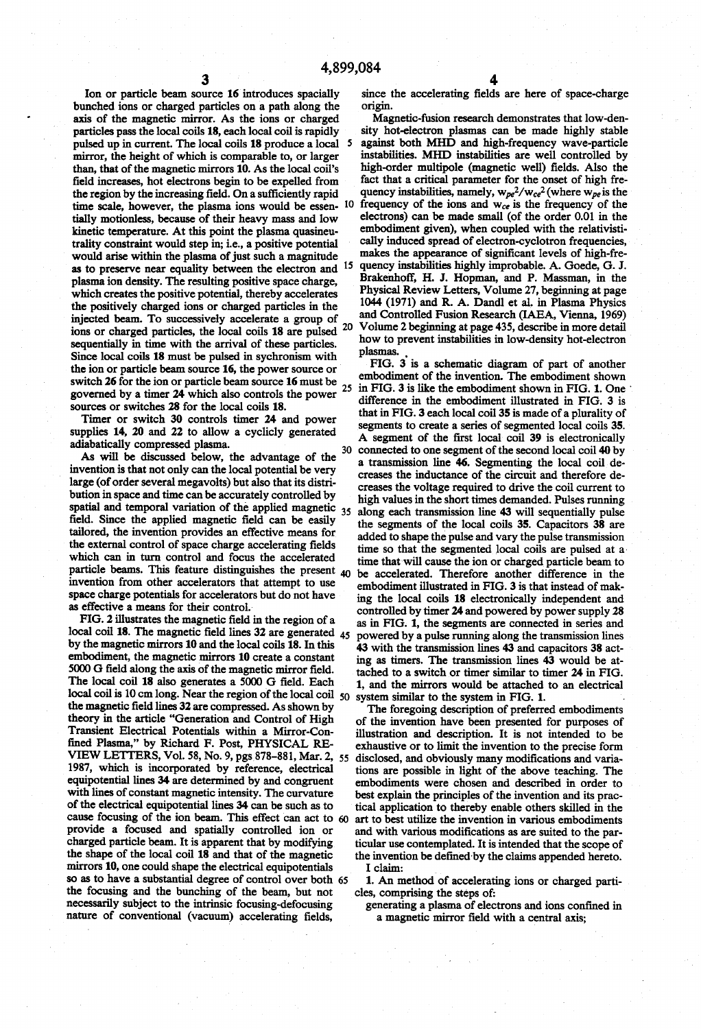Ion or particle beam source 16 introduces spacially bunched ions or charged particles on a path along the axis of the magnetic mirror. As the ions or charged particles pass the local coils 18, each local coil is rapidly pulsed up in current. The local coils 18 produce a local mirror, the height of which is comparable to, or larger than, that of the magnetic mirrors 10. As the local coil's field increases, hot electrons begin to be expelled from the region by the increasing field. On a sufficiently rapid time scale, however, the plasma ions would be essentially motionless, because of their heavy mass and low kinetic temperature. At this point the plasma quasineutrality constraint would step in; i.e., a positive potential would arise within the plasma of just such a magnitude as to preserve near equality between the electron and plasma ion density. The resulting positive space charge, which creates the positive potential, thereby accelerates the positively charged ions or charged particles in the injected beam. To successively accelerate a group of ions or charged particles, the local coils 18 are pulsed sequentially in time with the arrival of these particles. Since local coils 18 must be pulsed in sychronism with the ion or particle beam source 16, the power source or switch 26 for the ion or particle beam source 16 must be governed by a timer 24 which also controls the power sources or switches 28 for the local coils 18.

Timer or switch 30 controls timer 24 and power supplies 14, 20 and 22 to allow a cyclicly generated adiabatically compressed plasma.

As will be discussed below, the advantage of the invention is that not only can the local potential be very large (of order several megavolts) but also that its distribution in space and time can be accurately controlled by spatial and temporal variation of the applied magnetic field. Since the applied magnetic field can be easily tailored, the invention provides an effective means for the external control of space charge accelerating fields which can in turn control and focus the accelerated particle beams. This feature distinguishes the present invention from other accelerators that attempt to use space charge potentials for accelerators but do not have as effective a means for their control.

FIG. 2 illustrates the magnetic field in the region of a local coil 18. The magnetic field lines 32 are generated by the magnetic mirrors 10 and the local coils 18. In this embodiment, the magnetic mirrors 10 create a constant 5000 G field along the axis of the magnetic mirror field. The local coil 18 also generates a 5000 G field. Each local coil is 10 cm long. Near the region of the local coil the magnetic field lines 32 are compressed. As shown by theory in the article "Generation and Control of High Transient Electrical Potentials within a Mirror-Confined Plasma," by Richard F. Post, PHYSICAL REVIEW LETTERS, Vol. 58, No. 9, pgs 878–881, Mar. 2, 1987, which is incorporated by reference, electrical equipotential lines 34 are determined by and congruent with lines of constant magnetic intensity. The curvature of the electrical equipotential lines 34 can be such as to cause focusing of the ion beam. This effect can act to provide a focused and spatially controlled ion or charged particle beam. It is apparent that by modifying the shape of the local coil 18 and that of the magnetic mirrors 10, one could shape the electrical equipotentials so as to have a substantial degree of control over both the focusing and the bunching of the beam, but not necessarily subject to the intrinsic focusing-defocusing nature of conventional (vacuum) accelerating fields, since the accelerating fields are here of space-charge origin.

Magnetic-fusion research demonstrates that low-density hot-electron plasmas can be made highly stable against both MHD and high-frequency wave-particle instabilities. MHD instabilities are well controlled by high-order multipole (magnetic well) fields. Also the fact that a critical parameter for the onset of high frequency instabilities, namely, $w_{pe}^2/w_{ce}^2$ (where $w_{pe}$ is the frequency of the ions and $w_{ce}$ is the frequency of the electrons) can be made small (of the order 0.01 in the embodiment given), when coupled with the relativistically induced spread of electron-cyclotron frequencies, makes the appearance of significant levels of high-frequency instabilities highly improbable. A. Goede, G. J. Brakenhoff, H. J. Hopman, and P. Massman, in the Physical Review Letters, Volume 27, beginning at page 1044 (1971) and R. A. Dandl et al. in Plasma Physics and Controlled Fusion Research (IAEA, Vienna, 1969) Volume 2 beginning at page 435, describe in more detail how to prevent instabilities in low-density hot-electron plasmas.

FIG. 3 is a schematic diagram of part of another embodiment of the invention. The embodiment shown in FIG. 3 is like the embodiment shown in FIG. 1. One difference in the embodiment illustrated in FIG. 3 is that in FIG. 3 each local coil 35 is made of a plurality of segments to create a series of segmented local coils 35. A segment of the first local coil 39 is electronically connected to one segment of the second local coil 40 by a transmission line 46. Segmenting the local coil decreases the inductance of the circuit and therefore decreases the voltage required to drive the coil current to high values in the short times demanded. Pulses running along each transmission line 43 will sequentially pulse the segments of the local coils 35. Capacitors 38 are added to shape the pulse and vary the pulse transmission time so that the segmented local coils are pulsed at a time that will cause the ion or charged particle beam to be accelerated. Therefore another difference in the embodiment illustrated in FIG. 3 is that instead of making the local coils 18 electronically independent and controlled by timer 24 and powered by power supply 28 as in FIG. 1, the segments are connected in series and powered by a pulse running along the transmission lines 43 with the transmission lines 43 and capacitors 38 acting as timers. The transmission lines 43 would be attached to a switch or timer similar to timer 24 in FIG. 1, and the mirrors would be attached to an electrical system similar to the system in FIG. 1.

The foregoing description of preferred embodiments of the invention have been presented for purposes of illustration and description. It is not intended to be exhaustive or to limit the invention to the precise form disclosed, and obviously many modifications and variations are possible in light of the above teaching. The embodiments were chosen and described in order to best explain the principles of the invention and its practical application to thereby enable others skilled in the art to best utilize the invention in various embodiments and with various modifications as are suited to the particular use contemplated. It is intended that the scope of the invention be defined by the claims appended hereto.

I claim:

1. An method of accelerating ions or charged particles, comprising the steps of:

generating a plasma of electrons and ions confined in a magnetic mirror field with a central axis;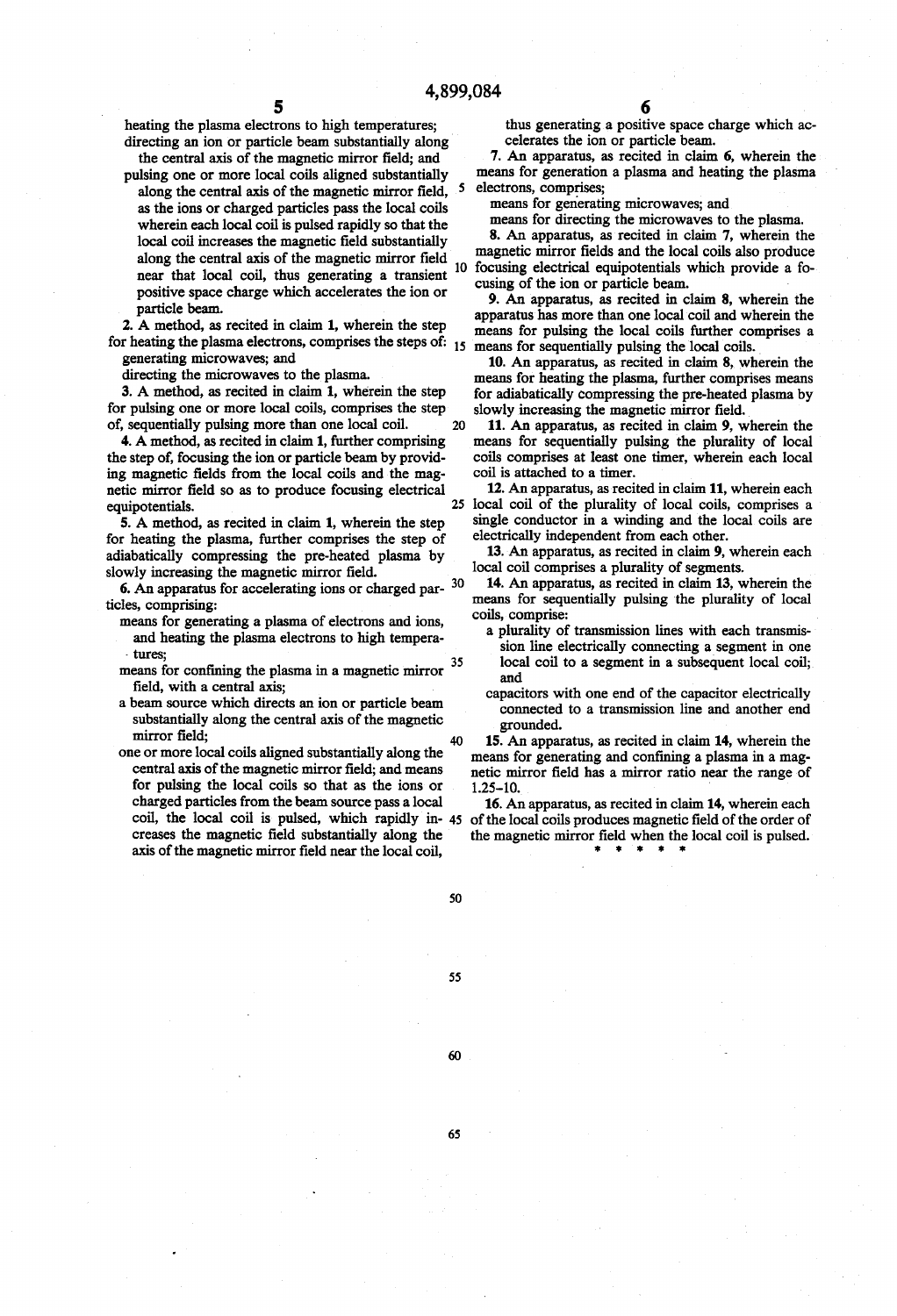heating the plasma electrons to high temperatures;

directing an ion or particle beam substantially along the central axis of the magnetic mirror field; and

pulsing one or more local coils aligned substantially along the central axis of the magnetic mirror field, as the ions or charged particles pass the local coils wherein each local coil is pulsed rapidly so that the local coil increases the magnetic field substantially along the central axis of the magnetic mirror field near that local coil, thus generating a transient positive space charge which accelerates the ion or particle beam.

2. A method, as recited in claim 1, wherein the step for heating the plasma electrons, comprises the steps of:

generating microwaves; and

directing the microwaves to the plasma.

3. A method, as recited in claim 1, wherein the step for pulsing one or more local coils, comprises the step of, sequentially pulsing more than one local coil.

4. A method, as recited in claim 1, further comprising the step of, focusing the ion or particle beam by providing magnetic fields from the local coils and the magnetic mirror field so as to produce focusing electrical equipotentials.

5. A method, as recited in claim 1, wherein the step for heating the plasma, further comprises the step of adiabatically compressing the pre-heated plasma by slowly increasing the magnetic mirror field.

6. An apparatus for accelerating ions or charged particles, comprising:

means for generating a plasma of electrons and ions, and heating the plasma electrons to high temperatures;

means for confining the plasma in a magnetic mirror field, with a central axis;

a beam source which directs an ion or particle beam substantially along the central axis of the magnetic mirror field;

one or more local coils aligned substantially along the central axis of the magnetic mirror field; and means for pulsing the local coils so that as the ions or charged particles from the beam source pass a local coil, the local coil is pulsed, which rapidly increases the magnetic field substantially along the axis of the magnetic mirror field near the local coil, thus generating a positive space charge which accelerates the ion or particle beam.

7. An apparatus, as recited in claim 6, wherein the means for generation a plasma and heating the plasma electrons, comprises;

means for generating microwaves; and

means for directing the microwaves to the plasma.

8. An apparatus, as recited in claim 7, wherein the magnetic mirror fields and the local coils also produce focusing electrical equipotentials which provide a focusing of the ion or particle beam.

9. An apparatus, as recited in claim 8, wherein the apparatus has more than one local coil and wherein the means for pulsing the local coils further comprises a means for sequentially pulsing the local coils.

10. An apparatus, as recited in claim 8, wherein the means for heating the plasma, further comprises means for adiabatically compressing the pre-heated plasma by slowly increasing the magnetic mirror field.

11. An apparatus, as recited in claim 9, wherein the means for sequentially pulsing the plurality of local coils comprises at least one timer, wherein each local coil is attached to a timer.

12. An apparatus, as recited in claim 11, wherein each local coil of the plurality of local coils, comprises a single conductor in a winding and the local coils are electrically independent from each other.

13. An apparatus, as recited in claim 9, wherein each local coil comprises a plurality of segments.

14. An apparatus, as recited in claim 13, wherein the means for sequentially pulsing the plurality of local coils, comprise:

a plurality of transmission lines with each transmission line electrically connecting a segment in one local coil to a segment in a subsequent local coil; and

capacitors with one end of the capacitor electrically connected to a transmission line and another end grounded.

15. An apparatus, as recited in claim 14, wherein the means for generating and confining a plasma in a magnetic mirror field has a mirror ratio near the range of 1.25–10.

16. An apparatus, as recited in claim 14, wherein each of the local coils produces magnetic field of the order of the magnetic mirror field when the local coil is pulsed.

* * * * *